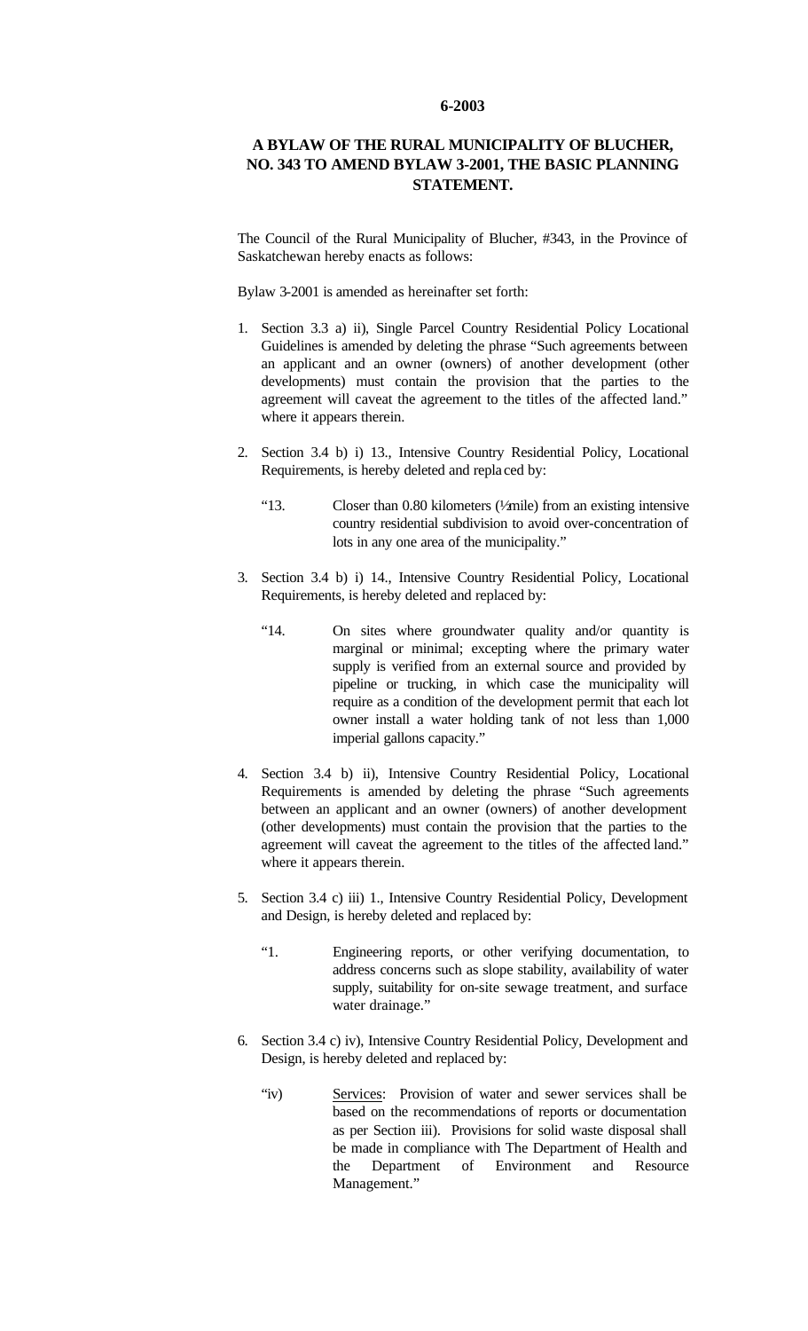**6-2003**

## A BYLAW OF THE RURAL MUNICIPALITY OF BLUCHER, NO. 343 TO AMEND BYLAW 3-2001, THE BASIC PLANNING STATEMENT.

The Council of the Rural Municipality of Blucher, #343, in the Province of Saskatchewan hereby enacts as follows:

Bylaw 3-2001 is amended as hereinafter set forth:

1. Section 3.3 a) ii), Single Parcel Country Residential Policy Locational Guidelines is amended by deleting the phrase "Such agreements between an applicant and an owner (owners) of another development (other developments) must contain the provision that the parties to the agreement will caveat the agreement to the titles of the affected land." where it appears therein.

2. Section 3.4 b) i) 13., Intensive Country Residential Policy, Locational Requirements, is hereby deleted and replaced by:

   "13. Closer than 0.80 kilometers (½ mile) from an existing intensive country residential subdivision to avoid over-concentration of lots in any one area of the municipality."

3. Section 3.4 b) i) 14., Intensive Country Residential Policy, Locational Requirements, is hereby deleted and replaced by:

   "14. On sites where groundwater quality and/or quantity is marginal or minimal; excepting where the primary water supply is verified from an external source and provided by pipeline or trucking, in which case the municipality will require as a condition of the development permit that each lot owner install a water holding tank of not less than 1,000 imperial gallons capacity."

4. Section 3.4 b) ii), Intensive Country Residential Policy, Locational Requirements is amended by deleting the phrase "Such agreements between an applicant and an owner (owners) of another development (other developments) must contain the provision that the parties to the agreement will caveat the agreement to the titles of the affected land." where it appears therein.

5. Section 3.4 c) iii) 1., Intensive Country Residential Policy, Development and Design, is hereby deleted and replaced by:

   "1. Engineering reports, or other verifying documentation, to address concerns such as slope stability, availability of water supply, suitability for on-site sewage treatment, and surface water drainage."

6. Section 3.4 c) iv), Intensive Country Residential Policy, Development and Design, is hereby deleted and replaced by:

   "iv) Services: Provision of water and sewer services shall be based on the recommendations of reports or documentation as per Section iii). Provisions for solid waste disposal shall be made in compliance with The Department of Health and the Department of Environment and Resource Management."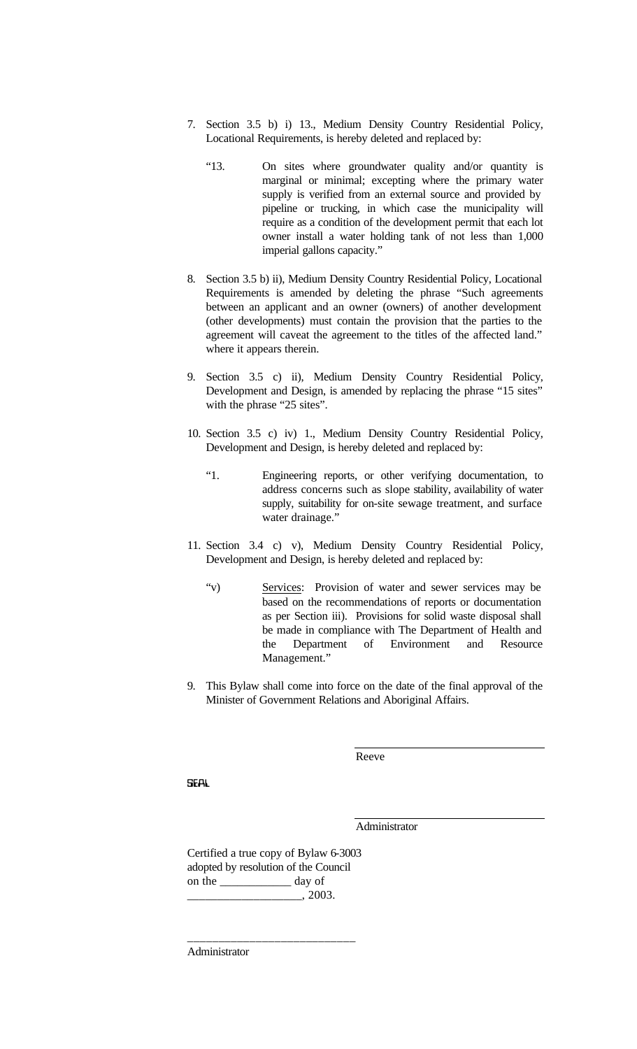7. Section 3.5 b) i) 13., Medium Density Country Residential Policy, Locational Requirements, is hereby deleted and replaced by:

   "13. On sites where groundwater quality and/or quantity is marginal or minimal; excepting where the primary water supply is verified from an external source and provided by pipeline or trucking, in which case the municipality will require as a condition of the development permit that each lot owner install a water holding tank of not less than 1,000 imperial gallons capacity."

8. Section 3.5 b) ii), Medium Density Country Residential Policy, Locational Requirements is amended by deleting the phrase "Such agreements between an applicant and an owner (owners) of another development (other developments) must contain the provision that the parties to the agreement will caveat the agreement to the titles of the affected land." where it appears therein.

9. Section 3.5 c) ii), Medium Density Country Residential Policy, Development and Design, is amended by replacing the phrase "15 sites" with the phrase "25 sites".

10. Section 3.5 c) iv) 1., Medium Density Country Residential Policy, Development and Design, is hereby deleted and replaced by:

    "1. Engineering reports, or other verifying documentation, to address concerns such as slope stability, availability of water supply, suitability for on-site sewage treatment, and surface water drainage."

11. Section 3.4 c) v), Medium Density Country Residential Policy, Development and Design, is hereby deleted and replaced by:

    "v) <u>Services</u>: Provision of water and sewer services may be based on the recommendations of reports or documentation as per Section iii). Provisions for solid waste disposal shall be made in compliance with The Department of Health and the Department of Environment and Resource Management."

9. This Bylaw shall come into force on the date of the final approval of the Minister of Government Relations and Aboriginal Affairs.

\_\_\_\_\_\_\_\_\_\_\_\_\_\_\_\_\_\_\_\_\_\_\_\_\_\_\_\_
Reeve

SEAL

\_\_\_\_\_\_\_\_\_\_\_\_\_\_\_\_\_\_\_\_\_\_\_\_\_\_\_\_
Administrator

Certified a true copy of Bylaw 6-3003
adopted by resolution of the Council
on the \_\_\_\_\_\_\_\_\_\_\_\_ day of
\_\_\_\_\_\_\_\_\_\_\_\_\_\_\_\_\_\_\_\_, 2003.

\_\_\_\_\_\_\_\_\_\_\_\_\_\_\_\_\_\_\_\_\_\_\_\_\_\_\_\_
Administrator